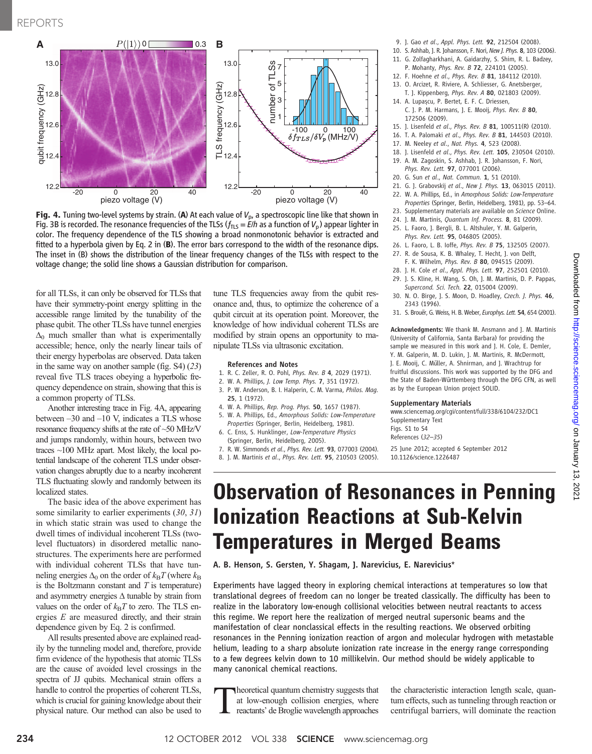**Fig. 4.** Tuning two-level systems by strain. (**A**) At each value of $V_p$, a spectroscopic line like that shown in Fig. 3B is recorded. The resonance frequencies of the TLSs ($f_{TLS} = E/h$ as a function of $V_p$) appear lighter in color. The frequency dependence of the TLS showing a broad nonmonotonic behavior is extracted and fitted to a hyperbola given by Eq. 2 in (**B**). The error bars correspond to the width of the resonance dips. The inset in (B) shows the distribution of the linear frequency changes of the TLSs with respect to the voltage change; the solid line shows a Gaussian distribution for comparison.

for all TLSs, it can only be observed for TLSs that have their symmetry-point energy splitting in the accessible range limited by the tunability of the phase qubit. The other TLSs have tunnel energies $\Delta_0$ much smaller than what is experimentally accessible; hence, only the nearly linear tails of their energy hyperbolas are observed. Data taken in the same way on another sample (fig. S4) (*23*) reveal five TLS traces obeying a hyperbolic frequency dependence on strain, showing that this is a common property of TLSs.

Another interesting trace in Fig. 4A, appearing between –30 and –10 V, indicates a TLS whose resonance frequency shifts at the rate of ~50 MHz/V and jumps randomly, within hours, between two traces ~100 MHz apart. Most likely, the local potential landscape of the coherent TLS under observation changes abruptly due to a nearby incoherent TLS fluctuating slowly and randomly between its localized states.

The basic idea of the above experiment has some similarity to earlier experiments (*30*, *31*) in which static strain was used to change the dwell times of individual incoherent TLSs (two-level fluctuators) in disordered metallic nanostructures. The experiments here are performed with individual coherent TLSs that have tunneling energies $\Delta_0$ on the order of $k_B T$ (where $k_B$ is the Boltzmann constant and $T$ is temperature) and asymmetry energies $\Delta$ tunable by strain from values on the order of $k_B T$ to zero. The TLS energies $E$ are measured directly, and their strain dependence given by Eq. 2 is confirmed.

All results presented above are explained readily by the tunneling model and, therefore, provide firm evidence of the hypothesis that atomic TLSs are the cause of avoided level crossings in the spectra of JJ qubits. Mechanical strain offers a handle to control the properties of coherent TLSs, which is crucial for gaining knowledge about their physical nature. Our method can also be used to tune TLS frequencies away from the qubit resonance and, thus, to optimize the coherence of a qubit circuit at its operation point. Moreover, the knowledge of how individual coherent TLSs are modified by strain opens an opportunity to manipulate TLSs via ultrasonic excitation.

### References and Notes

1. R. C. Zeller, R. O. Pohl, *Phys. Rev. B* **4**, 2029 (1971).
2. W. A. Phillips, *J. Low Temp. Phys.* **7**, 351 (1972).
3. P. W. Anderson, B. I. Halperin, C. M. Varma, *Philos. Mag.* **25**, 1 (1972).
4. W. A. Phillips, *Rep. Prog. Phys.* **50**, 1657 (1987).
5. W. A. Phillips, Ed., *Amorphous Solids: Low-Temperature Properties* (Springer, Berlin, Heidelberg, 1981).
6. C. Enss, S. Hunklinger, *Low-Temperature Physics* (Springer, Berlin, Heidelberg, 2005).
7. R. W. Simmonds *et al.*, *Phys. Rev. Lett.* **93**, 077003 (2004).
8. J. M. Martinis *et al.*, *Phys. Rev. Lett.* **95**, 210503 (2005).
9. J. Gao *et al.*, *Appl. Phys. Lett.* **92**, 212504 (2008).
10. S. Ashhab, J. R. Johansson, F. Nori, *New J. Phys.* **8**, 103 (2006).
11. G. Zolfagharkhani, A. Gaidarzhy, S. Shim, R. L. Badzey, P. Mohanty, *Phys. Rev. B* **72**, 224101 (2005).
12. F. Hoehne *et al.*, *Phys. Rev. B* **81**, 184112 (2010).
13. O. Arcizet, R. Riviere, A. Schliesser, G. Anetsberger, T. J. Kippenberg, *Phys. Rev. A* **80**, 021803 (2009).
14. A. Lupaşcu, P. Bertet, E. F. C. Driessen, C. J. P. M. Harmans, J. E. Mooij, *Phys. Rev. B* **80**, 172506 (2009).
15. J. Lisenfeld *et al.*, *Phys. Rev. B* **81**, 100511(R) (2010).
16. T. A. Palomaki *et al.*, *Phys. Rev. B* **81**, 144503 (2010).
17. M. Neeley *et al.*, *Nat. Phys.* **4**, 523 (2008).
18. J. Lisenfeld *et al.*, *Phys. Rev. Lett.* **105**, 230504 (2010).
19. A. M. Zagoskin, S. Ashhab, J. R. Johansson, F. Nori, *Phys. Rev. Lett.* **97**, 077001 (2006).
20. G. Sun *et al.*, *Nat. Commun.* **1**, 51 (2010).
21. J. Grabovskij *et al.*, *New J. Phys.* **13**, 063015 (2011).
22. W. A. Phillips, Ed., in *Amorphous Solids: Low-Temperature Properties* (Springer, Berlin, Heidelberg, 1981), pp. 53–64.
23. Supplementary materials are available on *Science* Online.
24. J. M. Martinis, *Quantum Inf. Process.* **8**, 81 (2009).
25. L. Faoro, J. Bergli, B. L. Altshuler, Y. M. Galperin, *Phys. Rev. Lett.* **95**, 046805 (2005).
26. L. Faoro, L. B. Ioffe, *Phys. Rev. B* **75**, 132505 (2007).
27. R. de Sousa, K. B. Whaley, T. Hecht, J. von Delft, F. K. Wilhelm, *Phys. Rev. B* **80**, 094515 (2009).
28. J. H. Cole *et al.*, *Appl. Phys. Lett.* **97**, 252501 (2010).
29. J. S. Kline, H. Wang, S. Oh, J. M. Martinis, D. P. Pappas, *Supercond. Sci. Tech.* **22**, 015004 (2009).
30. N. O. Birge, J. S. Moon, D. Hoadley, *Czech. J. Phys.* **46**, 2343 (1996).
31. S. Brouër, G. Weiss, H. B. Weber, *Europhys. Lett.* **54**, 654 (2001).

**Acknowledgments:** We thank M. Ansmann and J. M. Martinis (University of California, Santa Barbara) for providing the sample we measured in this work and J. H. Cole, E. Demler, Y. M. Galperin, M. D. Lukin, J. M. Martinis, R. McDermott, J. E. Mooij, C. Müller, A. Shnirman, and J. Wrachtrup for fruitful discussions. This work was supported by the DFG and the State of Baden-Württemberg through the DFG CFN, as well as by the European Union project SOLID.

**Supplementary Materials**

www.sciencemag.org/cgi/content/full/338/6104/232/DC1
Supplementary Text
Figs. S1 to S4
References (*32*–*35*)

25 June 2012; accepted 6 September 2012
10.1126/science.1226487

# Observation of Resonances in Penning Ionization Reactions at Sub-Kelvin Temperatures in Merged Beams

**A. B. Henson, S. Gersten, Y. Shagam, J. Narevicius, E. Narevicius***

Experiments have lagged theory in exploring chemical interactions at temperatures so low that translational degrees of freedom can no longer be treated classically. The difficulty has been to realize in the laboratory low-enough collisional velocities between neutral reactants to access this regime. We report here the realization of merged neutral supersonic beams and the manifestation of clear nonclassical effects in the resulting reactions. We observed orbiting resonances in the Penning ionization reaction of argon and molecular hydrogen with metastable helium, leading to a sharp absolute ionization rate increase in the energy range corresponding to a few degrees kelvin down to 10 millikelvin. Our method should be widely applicable to many canonical chemical reactions.

Theoretical quantum chemistry suggests that at low-enough collision energies, where reactants' de Broglie wavelength approaches the characteristic interaction length scale, quantum effects, such as tunneling through reaction or centrifugal barriers, will dominate the reaction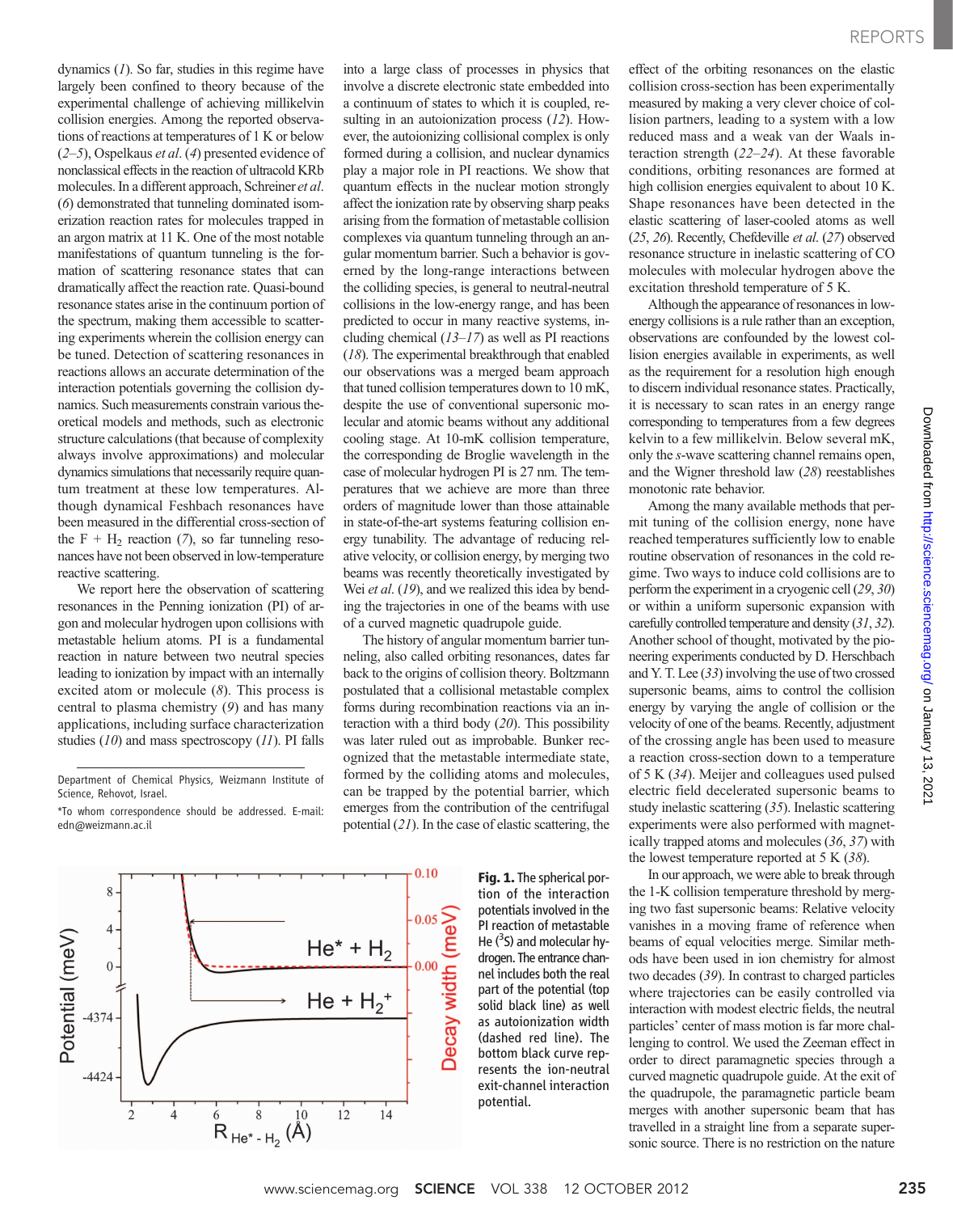dynamics (*1*). So far, studies in this regime have largely been confined to theory because of the experimental challenge of achieving millikelvin collision energies. Among the reported observations of reactions at temperatures of 1 K or below (*2*–*5*), Ospelkaus *et al.* (*4*) presented evidence of nonclassical effects in the reaction of ultracold KRb molecules. In a different approach, Schreiner *et al.* (*6*) demonstrated that tunneling dominated isomerization reaction rates for molecules trapped in an argon matrix at 11 K. One of the most notable manifestations of quantum tunneling is the formation of scattering resonance states that can dramatically affect the reaction rate. Quasi-bound resonance states arise in the continuum portion of the spectrum, making them accessible to scattering experiments wherein the collision energy can be tuned. Detection of scattering resonances in reactions allows an accurate determination of the interaction potentials governing the collision dynamics. Such measurements constrain various theoretical models and methods, such as electronic structure calculations (that because of complexity always involve approximations) and molecular dynamics simulations that necessarily require quantum treatment at these low temperatures. Although dynamical Feshbach resonances have been measured in the differential cross-section of the F + $H_2$ reaction (*7*), so far tunneling resonances have not been observed in low-temperature reactive scattering.

We report here the observation of scattering resonances in the Penning ionization (PI) of argon and molecular hydrogen upon collisions with metastable helium atoms. PI is a fundamental reaction in nature between two neutral species leading to ionization by impact with an internally excited atom or molecule (*8*). This process is central to plasma chemistry (*9*) and has many applications, including surface characterization studies (*10*) and mass spectroscopy (*11*). PI falls into a large class of processes in physics that involve a discrete electronic state embedded into a continuum of states to which it is coupled, resulting in an autoionization process (*12*). However, the autoionizing collisional complex is only formed during a collision, and nuclear dynamics play a major role in PI reactions. We show that quantum effects in the nuclear motion strongly affect the ionization rate by observing sharp peaks arising from the formation of metastable collision complexes via quantum tunneling through an angular momentum barrier. Such a behavior is governed by the long-range interactions between the colliding species, is general to neutral-neutral collisions in the low-energy range, and has been predicted to occur in many reactive systems, including chemical (*13*–*17*) as well as PI reactions (*18*). The experimental breakthrough that enabled our observations was a merged beam approach that tuned collision temperatures down to 10 mK, despite the use of conventional supersonic molecular and atomic beams without any additional cooling stage. At 10-mK collision temperature, the corresponding de Broglie wavelength in the case of molecular hydrogen PI is 27 nm. The temperatures that we achieve are more than three orders of magnitude lower than those attainable in state-of-the-art systems featuring collision energy tunability. The advantage of reducing relative velocity, or collision energy, by merging two beams was recently theoretically investigated by Wei *et al.* (*19*), and we realized this idea by bending the trajectories in one of the beams with use of a curved magnetic quadrupole guide.

The history of angular momentum barrier tunneling, also called orbiting resonances, dates far back to the origins of collision theory. Boltzmann postulated that a collisional metastable complex forms during recombination reactions via an interaction with a third body (*20*). This possibility was later ruled out as improbable. Bunker recognized that the metastable intermediate state, formed by the colliding atoms and molecules, can be trapped by the potential barrier, which emerges from the contribution of the centrifugal potential (*21*). In the case of elastic scattering, the effect of the orbiting resonances on the elastic collision cross-section has been experimentally measured by making a very clever choice of collision partners, leading to a system with a low reduced mass and a weak van der Waals interaction strength (*22*–*24*). At these favorable conditions, orbiting resonances are formed at high collision energies equivalent to about 10 K. Shape resonances have been detected in the elastic scattering of laser-cooled atoms as well (*25*, *26*). Recently, Chefdeville *et al.* (*27*) observed resonance structure in inelastic scattering of CO molecules with molecular hydrogen above the excitation threshold temperature of 5 K.

Although the appearance of resonances in low-energy collisions is a rule rather than an exception, observations are confounded by the lowest collision energies available in experiments, as well as the requirement for a resolution high enough to discern individual resonance states. Practically, it is necessary to scan rates in an energy range corresponding to temperatures from a few degrees kelvin to a few millikelvin. Below several mK, only the *s*-wave scattering channel remains open, and the Wigner threshold law (*28*) reestablishes monotonic rate behavior.

Among the many available methods that permit tuning of the collision energy, none have reached temperatures sufficiently low to enable routine observation of resonances in the cold regime. Two ways to induce cold collisions are to perform the experiment in a cryogenic cell (*29*, *30*) or within a uniform supersonic expansion with carefully controlled temperature and density (*31*, *32*). Another school of thought, motivated by the pioneering experiments conducted by D. Herschbach and Y. T. Lee (*33*) involving the use of two crossed supersonic beams, aims to control the collision energy by varying the angle of collision or the velocity of one of the beams. Recently, adjustment of the crossing angle has been used to measure a reaction cross-section down to a temperature of 5 K (*34*). Meijer and colleagues used pulsed electric field decelerated supersonic beams to study inelastic scattering (*35*). Inelastic scattering experiments were also performed with magnetically trapped atoms and molecules (*36*, *37*) with the lowest temperature reported at 5 K (*38*).

In our approach, we were able to break through the 1-K collision temperature threshold by merging two fast supersonic beams: Relative velocity vanishes in a moving frame of reference when beams of equal velocities merge. Similar methods have been used in ion chemistry for almost two decades (*39*). In contrast to charged particles where trajectories can be easily controlled via interaction with modest electric fields, the neutral particles' center of mass motion is far more challenging to control. We used the Zeeman effect in order to direct paramagnetic species through a curved magnetic quadrupole guide. At the exit of the quadrupole, the paramagnetic particle beam merges with another supersonic beam that has travelled in a straight line from a separate supersonic source. There is no restriction on the nature

Department of Chemical Physics, Weizmann Institute of Science, Rehovot, Israel.

*To whom correspondence should be addressed. E-mail: edn@weizmann.ac.il

**Fig. 1.** The spherical portion of the interaction potentials involved in the PI reaction of metastable He ($^3S$) and molecular hydrogen. The entrance channel includes both the real part of the potential (top solid black line) as well as autoionization width (dashed red line). The bottom black curve represents the ion-neutral exit-channel interaction potential.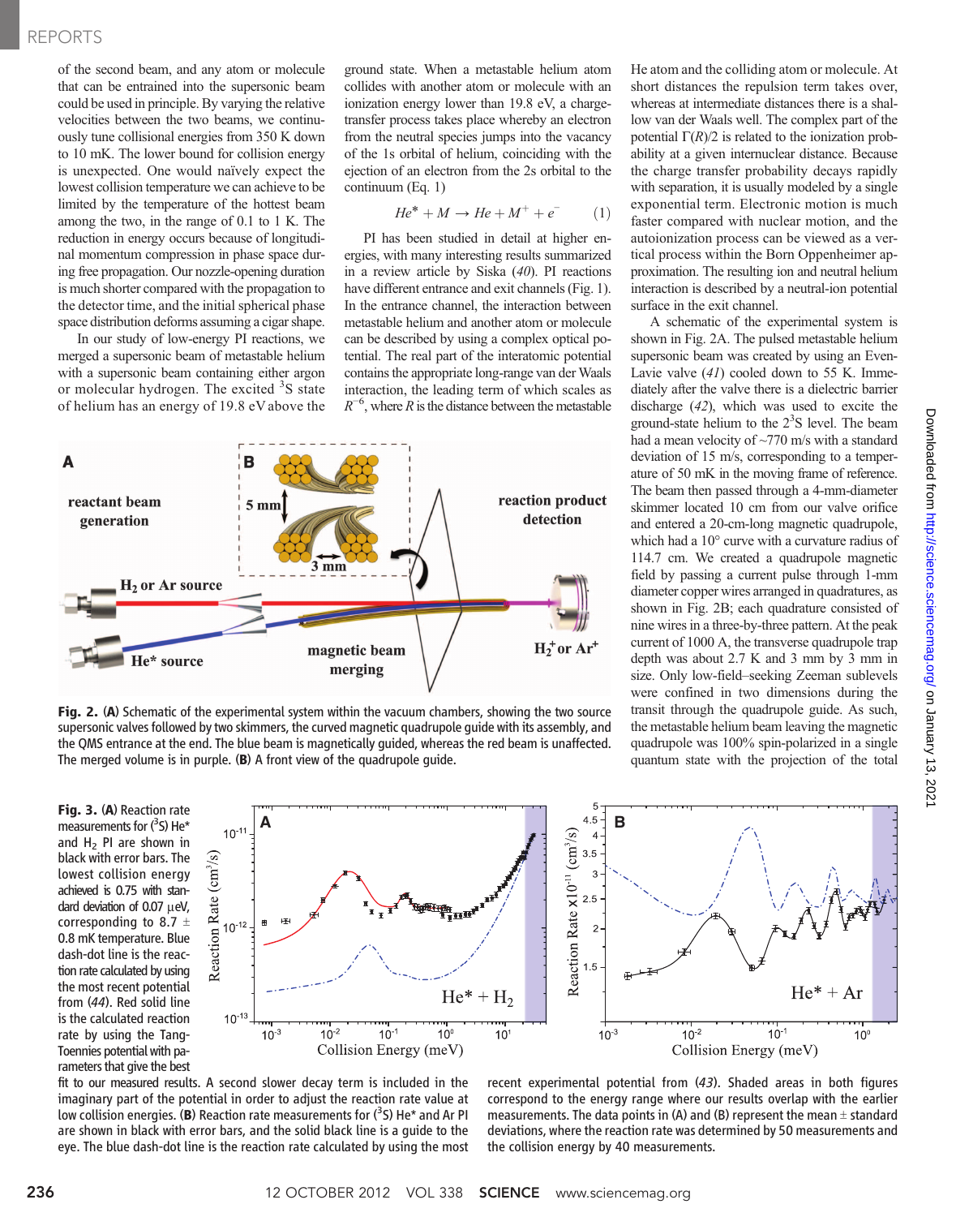of the second beam, and any atom or molecule that can be entrained into the supersonic beam could be used in principle. By varying the relative velocities between the two beams, we continuously tune collisional energies from 350 K down to 10 mK. The lower bound for collision energy is unexpected. One would naïvely expect the lowest collision temperature we can achieve to be limited by the temperature of the hottest beam among the two, in the range of 0.1 to 1 K. The reduction in energy occurs because of longitudinal momentum compression in phase space during free propagation. Our nozzle-opening duration is much shorter compared with the propagation to the detector time, and the initial spherical phase space distribution deforms assuming a cigar shape.

In our study of low-energy PI reactions, we merged a supersonic beam of metastable helium with a supersonic beam containing either argon or molecular hydrogen. The excited $^3$S state of helium has an energy of 19.8 eV above the ground state. When a metastable helium atom collides with another atom or molecule with an ionization energy lower than 19.8 eV, a charge-transfer process takes place whereby an electron from the neutral species jumps into the vacancy of the 1s orbital of helium, coinciding with the ejection of an electron from the 2s orbital to the continuum (Eq. 1)

$$He^* + M \rightarrow He + M^+ + e^- \qquad (1)$$

PI has been studied in detail at higher energies, with many interesting results summarized in a review article by Siska (40). PI reactions have different entrance and exit channels (Fig. 1). In the entrance channel, the interaction between metastable helium and another atom or molecule can be described by using a complex optical potential. The real part of the interatomic potential contains the appropriate long-range van der Waals interaction, the leading term of which scales as $R^{-6}$, where $R$ is the distance between the metastable He atom and the colliding atom or molecule. At short distances the repulsion term takes over, whereas at intermediate distances there is a shallow van der Waals well. The complex part of the potential $\Gamma(R)/2$ is related to the ionization probability at a given internuclear distance. Because the charge transfer probability decays rapidly with separation, it is usually modeled by a single exponential term. Electronic motion is much faster compared with nuclear motion, and the autoionization process can be viewed as a vertical process within the Born Oppenheimer approximation. The resulting ion and neutral helium interaction is described by a neutral-ion potential surface in the exit channel.

A schematic of the experimental system is shown in Fig. 2A. The pulsed metastable helium supersonic beam was created by using an Even-Lavie valve (41) cooled down to 55 K. Immediately after the valve there is a dielectric barrier discharge (42), which was used to excite the ground-state helium to the $2^3$S level. The beam had a mean velocity of ~770 m/s with a standard deviation of 15 m/s, corresponding to a temperature of 50 mK in the moving frame of reference. The beam then passed through a 4-mm-diameter skimmer located 10 cm from our valve orifice and entered a 20-cm-long magnetic quadrupole, which had a 10° curve with a curvature radius of 114.7 cm. We created a quadrupole magnetic field by passing a current pulse through 1-mm diameter copper wires arranged in quadratures, as shown in Fig. 2B; each quadrature consisted of nine wires in a three-by-three pattern. At the peak current of 1000 A, the transverse quadrupole trap depth was about 2.7 K and 3 mm by 3 mm in size. Only low-field–seeking Zeeman sublevels were confined in two dimensions during the transit through the quadrupole guide. As such, the metastable helium beam leaving the magnetic quadrupole was 100% spin-polarized in a single quantum state with the projection of the total

**Fig. 2.** (**A**) Schematic of the experimental system within the vacuum chambers, showing the two source supersonic valves followed by two skimmers, the curved magnetic quadrupole guide with its assembly, and the QMS entrance at the end. The blue beam is magnetically guided, whereas the red beam is unaffected. The merged volume is in purple. (**B**) A front view of the quadrupole guide.

**Fig. 3.** (**A**) Reaction rate measurements for ($^3$S) He* and $H_2$ PI are shown in black with error bars. The lowest collision energy achieved is 0.75 with standard deviation of 0.07 μeV, corresponding to 8.7 ± 0.8 mK temperature. Blue dash-dot line is the reaction rate calculated by using the most recent potential from (44). Red solid line is the calculated reaction rate by using the Tang-Toennies potential with parameters that give the best fit to our measured results. A second slower decay term is included in the imaginary part of the potential in order to adjust the reaction rate value at low collision energies. (**B**) Reaction rate measurements for ($^3$S) He* and Ar PI are shown in black with error bars, and the solid black line is a guide to the eye. The blue dash-dot line is the reaction rate calculated by using the most recent experimental potential from (43). Shaded areas in both figures correspond to the energy range where our results overlap with the earlier measurements. The data points in (A) and (B) represent the mean ± standard deviations, where the reaction rate was determined by 50 measurements and the collision energy by 40 measurements.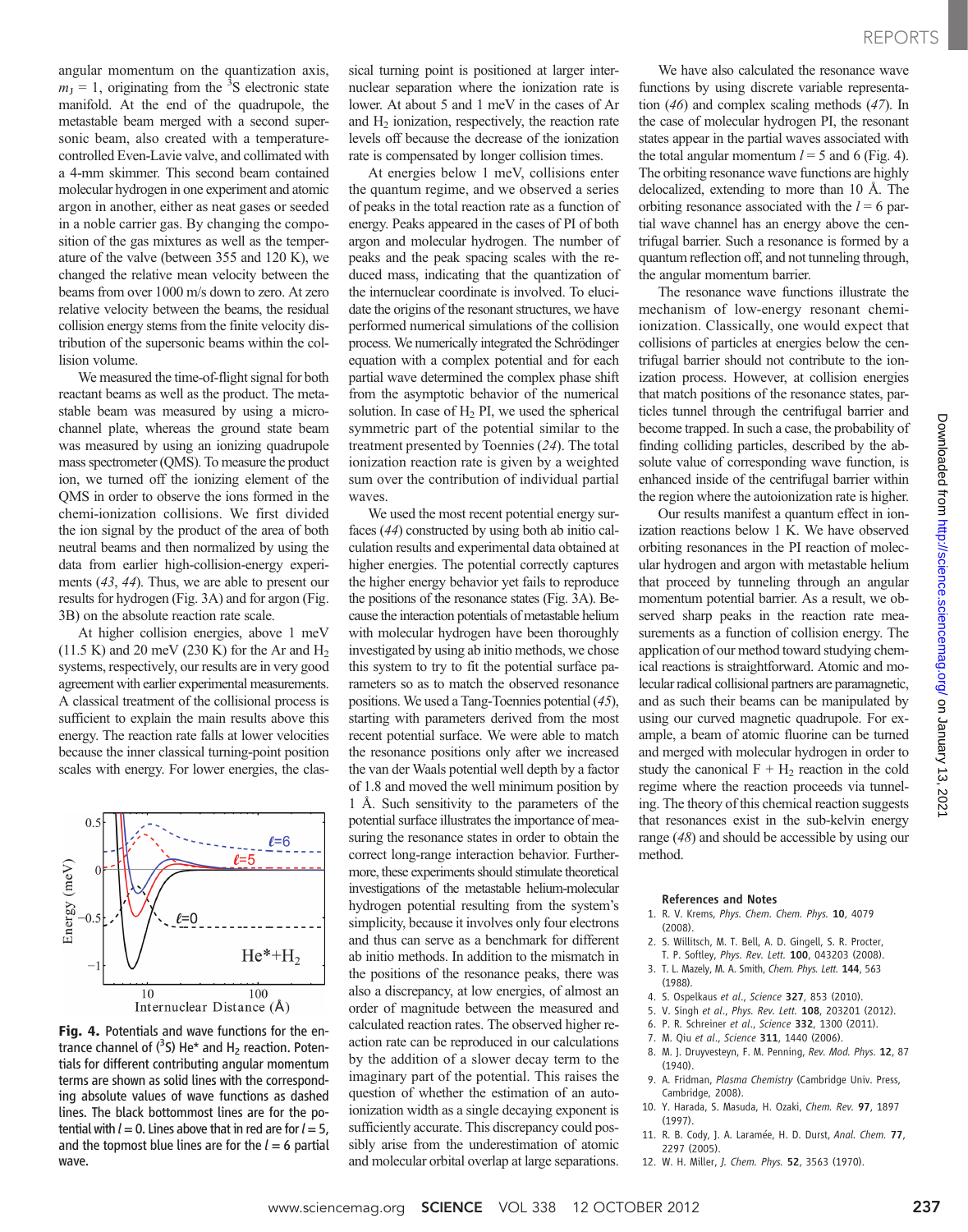angular momentum on the quantization axis, $m_J = 1$, originating from the $^3$S electronic state manifold. At the end of the quadrupole, the metastable beam merged with a second supersonic beam, also created with a temperature-controlled Even-Lavie valve, and collimated with a 4-mm skimmer. This second beam contained molecular hydrogen in one experiment and atomic argon in another, either as neat gases or seeded in a noble carrier gas. By changing the composition of the gas mixtures as well as the temperature of the valve (between 355 and 120 K), we changed the relative mean velocity between the beams from over 1000 m/s down to zero. At zero relative velocity between the beams, the residual collision energy stems from the finite velocity distribution of the supersonic beams within the collision volume.

We measured the time-of-flight signal for both reactant beams as well as the product. The metastable beam was measured by using a microchannel plate, whereas the ground state beam was measured by using an ionizing quadrupole mass spectrometer (QMS). To measure the product ion, we turned off the ionizing element of the QMS in order to observe the ions formed in the chemi-ionization collisions. We first divided the ion signal by the product of the area of both neutral beams and then normalized by using the data from earlier high-collision-energy experiments ([43], [44]). Thus, we are able to present our results for hydrogen (Fig. 3A) and for argon (Fig. 3B) on the absolute reaction rate scale.

At higher collision energies, above 1 meV (11.5 K) and 20 meV (230 K) for the Ar and $H_2$ systems, respectively, our results are in very good agreement with earlier experimental measurements. A classical treatment of the collisional process is sufficient to explain the main results above this energy. The reaction rate falls at lower velocities because the inner classical turning-point position scales with energy. For lower energies, the classical turning point is positioned at larger internuclear separation where the ionization rate is lower. At about 5 and 1 meV in the cases of Ar and $H_2$ ionization, respectively, the reaction rate levels off because the decrease of the ionization rate is compensated by longer collision times.

At energies below 1 meV, collisions enter the quantum regime, and we observed a series of peaks in the total reaction rate as a function of energy. Peaks appeared in the cases of PI of both argon and molecular hydrogen. The number of peaks and the peak spacing scales with the reduced mass, indicating that the quantization of the internuclear coordinate is involved. To elucidate the origins of the resonant structures, we have performed numerical simulations of the collision process. We numerically integrated the Schrödinger equation with a complex potential and for each partial wave determined the complex phase shift from the asymptotic behavior of the numerical solution. In case of $H_2$ PI, we used the spherical symmetric part of the potential similar to the treatment presented by Toennies ([24]). The total ionization reaction rate is given by a weighted sum over the contribution of individual partial waves.

We used the most recent potential energy surfaces ([44]) constructed by using both ab initio calculation results and experimental data obtained at higher energies. The potential correctly captures the higher energy behavior yet fails to reproduce the positions of the resonance states (Fig. 3A). Because the interaction potentials of metastable helium with molecular hydrogen have been thoroughly investigated by using ab initio methods, we chose this system to try to fit the potential surface parameters so as to match the observed resonance positions. We used a Tang-Toennies potential ([45]), starting with parameters derived from the most recent potential surface. We were able to match the resonance positions only after we increased the van der Waals potential well depth by a factor of 1.8 and moved the well minimum position by 1 Å. Such sensitivity to the parameters of the potential surface illustrates the importance of measuring the resonance states in order to obtain the correct long-range interaction behavior. Furthermore, these experiments should stimulate theoretical investigations of the metastable helium-molecular hydrogen potential resulting from the system's simplicity, because it involves only four electrons and thus can serve as a benchmark for different ab initio methods. In addition to the mismatch in the positions of the resonance peaks, there was also a discrepancy, at low energies, of almost an order of magnitude between the measured and calculated reaction rates. The observed higher reaction rate can be reproduced in our calculations by the addition of a slower decay term to the imaginary part of the potential. This raises the question of whether the estimation of an autoionization width as a single decaying exponent is sufficiently accurate. This discrepancy could possibly arise from the underestimation of atomic and molecular orbital overlap at large separations.

**Fig. 4.** Potentials and wave functions for the entrance channel of ($^3$S) He* and $H_2$ reaction. Potentials for different contributing angular momentum terms are shown as solid lines with the corresponding absolute values of wave functions as dashed lines. The black bottommost lines are for the potential with $l = 0$. Lines above that in red are for $l = 5$, and the topmost blue lines are for the $l = 6$ partial wave.

We have also calculated the resonance wave functions by using discrete variable representation ([46]) and complex scaling methods ([47]). In the case of molecular hydrogen PI, the resonant states appear in the partial waves associated with the total angular momentum $l = 5$ and 6 (Fig. 4). The orbiting resonance wave functions are highly delocalized, extending to more than 10 Å. The orbiting resonance associated with the $l = 6$ partial wave channel has an energy above the centrifugal barrier. Such a resonance is formed by a quantum reflection off, and not tunneling through, the angular momentum barrier.

The resonance wave functions illustrate the mechanism of low-energy resonant chemi-ionization. Classically, one would expect that collisions of particles at energies below the centrifugal barrier should not contribute to the ionization process. However, at collision energies that match positions of the resonance states, particles tunnel through the centrifugal barrier and become trapped. In such a case, the probability of finding colliding particles, described by the absolute value of corresponding wave function, is enhanced inside of the centrifugal barrier within the region where the autoionization rate is higher.

Our results manifest a quantum effect in ionization reactions below 1 K. We have observed orbiting resonances in the PI reaction of molecular hydrogen and argon with metastable helium that proceed by tunneling through an angular momentum potential barrier. As a result, we observed sharp peaks in the reaction rate measurements as a function of collision energy. The application of our method toward studying chemical reactions is straightforward. Atomic and molecular radical collisional partners are paramagnetic, and as such their beams can be manipulated by using our curved magnetic quadrupole. For example, a beam of atomic fluorine can be turned and merged with molecular hydrogen in order to study the canonical F + $H_2$ reaction in the cold regime where the reaction proceeds via tunneling. The theory of this chemical reaction suggests that resonances exist in the sub-kelvin energy range ([48]) and should be accessible by using our method.

### References and Notes

1. R. V. Krems, *Phys. Chem. Chem. Phys.* **10**, 4079 (2008).
2. S. Willitsch, M. T. Bell, A. D. Gingell, S. R. Procter, T. P. Softley, *Phys. Rev. Lett.* **100**, 043203 (2008).
3. T. L. Mazely, M. A. Smith, *Chem. Phys. Lett.* **144**, 563 (1988).
4. S. Ospelkaus *et al.*, *Science* **327**, 853 (2010).
5. V. Singh *et al.*, *Phys. Rev. Lett.* **108**, 203201 (2012).
6. P. R. Schreiner *et al.*, *Science* **332**, 1300 (2011).
7. M. Qiu *et al.*, *Science* **311**, 1440 (2006).
8. M. J. Druyvesteyn, F. M. Penning, *Rev. Mod. Phys.* **12**, 87 (1940).
9. A. Fridman, *Plasma Chemistry* (Cambridge Univ. Press, Cambridge, 2008).
10. Y. Harada, S. Masuda, H. Ozaki, *Chem. Rev.* **97**, 1897 (1997).
11. R. B. Cody, J. A. Laramée, H. D. Durst, *Anal. Chem.* **77**, 2297 (2005).
12. W. H. Miller, *J. Chem. Phys.* **52**, 3563 (1970).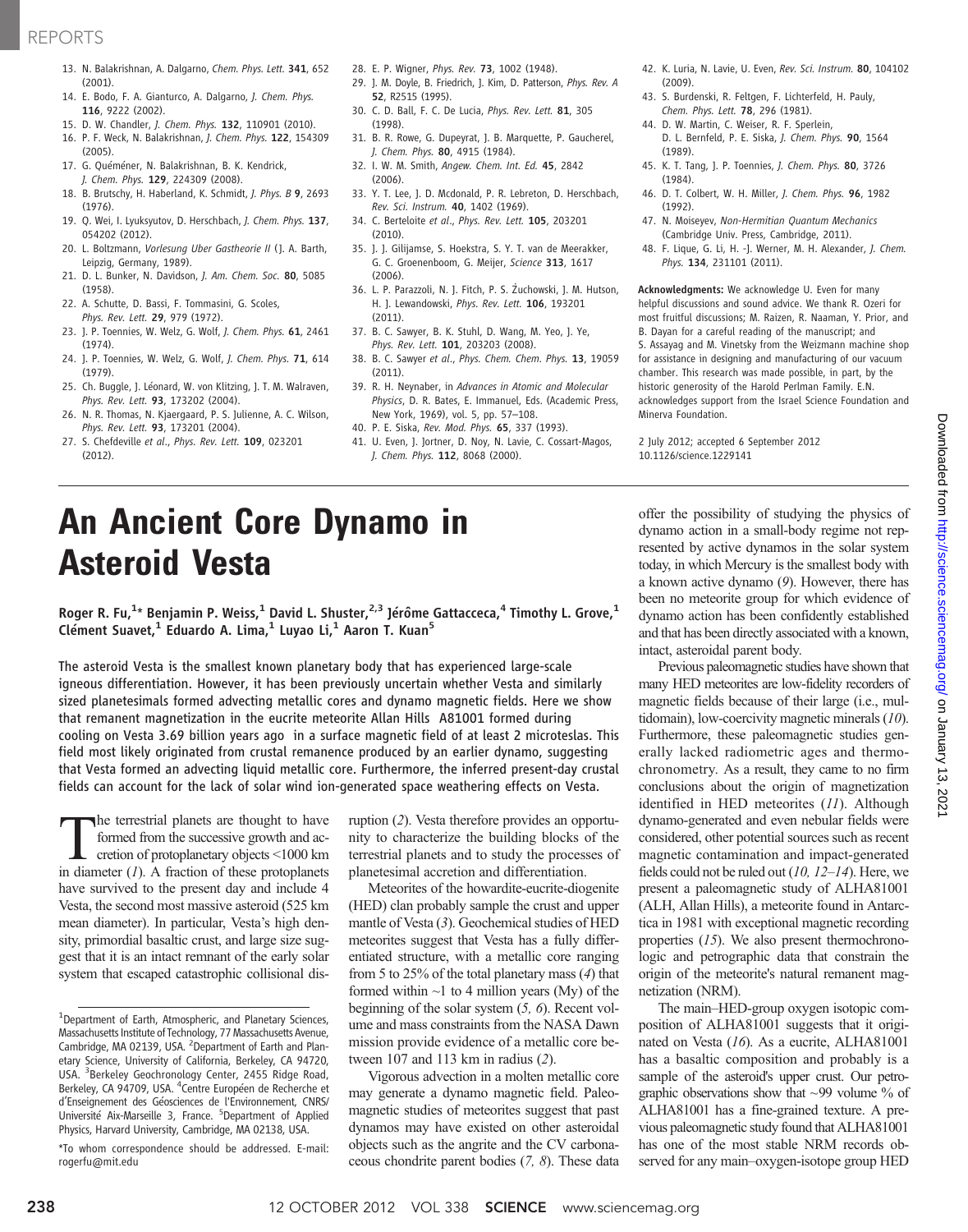13. N. Balakrishnan, A. Dalgarno, *Chem. Phys. Lett.* **341**, 652 (2001).
14. E. Bodo, F. A. Gianturco, A. Dalgarno, *J. Chem. Phys.* **116**, 9222 (2002).
15. D. W. Chandler, *J. Chem. Phys.* **132**, 110901 (2010).
16. P. F. Weck, N. Balakrishnan, *J. Chem. Phys.* **122**, 154309 (2005).
17. G. Quéméner, N. Balakrishnan, B. K. Kendrick, *J. Chem. Phys.* **129**, 224309 (2008).
18. B. Brutschy, H. Haberland, K. Schmidt, *J. Phys. B* **9**, 2693 (1976).
19. Q. Wei, I. Lyuksyutov, D. Herschbach, *J. Chem. Phys.* **137**, 054202 (2012).
20. L. Boltzmann, *Vorlesung Uber Gastheorie II* (J. A. Barth, Leipzig, Germany, 1989).
21. D. L. Bunker, N. Davidson, *J. Am. Chem. Soc.* **80**, 5085 (1958).
22. A. Schutte, D. Bassi, F. Tommasini, G. Scoles, *Phys. Rev. Lett.* **29**, 979 (1972).
23. J. P. Toennies, W. Welz, G. Wolf, *J. Chem. Phys.* **61**, 2461 (1974).
24. J. P. Toennies, W. Welz, G. Wolf, *J. Chem. Phys.* **71**, 614 (1979).
25. Ch. Buggle, J. Léonard, W. von Klitzing, J. T. M. Walraven, *Phys. Rev. Lett.* **93**, 173202 (2004).
26. N. R. Thomas, N. Kjaergaard, P. S. Julienne, A. C. Wilson, *Phys. Rev. Lett.* **93**, 173201 (2004).
27. S. Chefdeville *et al.*, *Phys. Rev. Lett.* **109**, 023201 (2012).
28. E. P. Wigner, *Phys. Rev.* **73**, 1002 (1948).
29. J. M. Doyle, B. Friedrich, J. Kim, D. Patterson, *Phys. Rev. A* **52**, R2515 (1995).
30. C. D. Ball, F. C. De Lucia, *Phys. Rev. Lett.* **81**, 305 (1998).
31. B. R. Rowe, G. Dupeyrat, J. B. Marquette, P. Gaucherel, *J. Chem. Phys.* **80**, 4915 (1984).
32. I. W. M. Smith, *Angew. Chem. Int. Ed.* **45**, 2842 (2006).
33. Y. T. Lee, J. D. Mcdonald, P. R. Lebreton, D. Herschbach, *Rev. Sci. Instrum.* **40**, 1402 (1969).
34. C. Berteloite *et al.*, *Phys. Rev. Lett.* **105**, 203201 (2010).
35. J. J. Gilijamse, S. Hoekstra, S. Y. T. van de Meerakker, G. C. Groenenboom, G. Meijer, *Science* **313**, 1617 (2006).
36. L. P. Parazzoli, N. J. Fitch, P. S. Żuchowski, J. M. Hutson, H. J. Lewandowski, *Phys. Rev. Lett.* **106**, 193201 (2011).
37. B. C. Sawyer, B. K. Stuhl, D. Wang, M. Yeo, J. Ye, *Phys. Rev. Lett.* **101**, 203203 (2008).
38. B. C. Sawyer *et al.*, *Phys. Chem. Chem. Phys.* **13**, 19059 (2011).
39. R. H. Neynaber, in *Advances in Atomic and Molecular Physics*, D. R. Bates, E. Immanuel, Eds. (Academic Press, New York, 1969), vol. 5, pp. 57–108.
40. P. E. Siska, *Rev. Mod. Phys.* **65**, 337 (1993).
41. U. Even, J. Jortner, D. Noy, N. Lavie, C. Cossart-Magos, *J. Chem. Phys.* **112**, 8068 (2000).
42. K. Luria, N. Lavie, U. Even, *Rev. Sci. Instrum.* **80**, 104102 (2009).
43. S. Burdenski, R. Feltgen, F. Lichterfeld, H. Pauly, *Chem. Phys. Lett.* **78**, 296 (1981).
44. D. W. Martin, C. Weiser, R. F. Sperlein, D. L. Bernfeld, P. E. Siska, *J. Chem. Phys.* **90**, 1564 (1989).
45. K. T. Tang, J. P. Toennies, *J. Chem. Phys.* **80**, 3726 (1984).
46. D. T. Colbert, W. H. Miller, *J. Chem. Phys.* **96**, 1982 (1992).
47. N. Moiseyev, *Non-Hermitian Quantum Mechanics* (Cambridge Univ. Press, Cambridge, 2011).
48. F. Lique, G. Li, H. -J. Werner, M. H. Alexander, *J. Chem. Phys.* **134**, 231101 (2011).

**Acknowledgments:** We acknowledge U. Even for many helpful discussions and sound advice. We thank R. Ozeri for most fruitful discussions; M. Raizen, R. Naaman, Y. Prior, and B. Dayan for a careful reading of the manuscript; and S. Assayag and M. Vinetsky from the Weizmann machine shop for assistance in designing and manufacturing of our vacuum chamber. This research was made possible, in part, by the historic generosity of the Harold Perlman Family. E.N. acknowledges support from the Israel Science Foundation and Minerva Foundation.

2 July 2012; accepted 6 September 2012
10.1126/science.1229141

# An Ancient Core Dynamo in Asteroid Vesta

**Roger R. Fu,[1]* Benjamin P. Weiss,[1] David L. Shuster,[2,3] Jérôme Gattacceca,[4] Timothy L. Grove,[1] Clément Suavet,[1] Eduardo A. Lima,[1] Luyao Li,[1] Aaron T. Kuan[5]**

**The asteroid Vesta is the smallest known planetary body that has experienced large-scale igneous differentiation. However, it has been previously uncertain whether Vesta and similarly sized planetesimals formed advecting metallic cores and dynamo magnetic fields. Here we show that remanent magnetization in the eucrite meteorite Allan Hills A81001 formed during cooling on Vesta 3.69 billion years ago in a surface magnetic field of at least 2 microteslas. This field most likely originated from crustal remanence produced by an earlier dynamo, suggesting that Vesta formed an advecting liquid metallic core. Furthermore, the inferred present-day crustal fields can account for the lack of solar wind ion-generated space weathering effects on Vesta.**

The terrestrial planets are thought to have formed from the successive growth and accretion of protoplanetary objects <1000 km in diameter (*1*). A fraction of these protoplanets have survived to the present day and include 4 Vesta, the second most massive asteroid (525 km mean diameter). In particular, Vesta's high density, primordial basaltic crust, and large size suggest that it is an intact remnant of the early solar system that escaped catastrophic collisional disruption (*2*). Vesta therefore provides an opportunity to characterize the building blocks of the terrestrial planets and to study the processes of planetesimal accretion and differentiation.

Meteorites of the howardite-eucrite-diogenite (HED) clan probably sample the crust and upper mantle of Vesta (*3*). Geochemical studies of HED meteorites suggest that Vesta has a fully differentiated structure, with a metallic core ranging from 5 to 25% of the total planetary mass (*4*) that formed within ~1 to 4 million years (My) of the beginning of the solar system (*5, 6*). Recent volume and mass constraints from the NASA Dawn mission provide evidence of a metallic core between 107 and 113 km in radius (*2*).

Vigorous advection in a molten metallic core may generate a dynamo magnetic field. Paleomagnetic studies of meteorites suggest that past dynamos may have existed on other asteroidal objects such as the angrite and the CV carbonaceous chondrite parent bodies (*7, 8*). These data offer the possibility of studying the physics of dynamo action in a small-body regime not represented by active dynamos in the solar system today, in which Mercury is the smallest body with a known active dynamo (*9*). However, there has been no meteorite group for which evidence of dynamo action has been confidently established and that has been directly associated with a known, intact, asteroidal parent body.

Previous paleomagnetic studies have shown that many HED meteorites are low-fidelity recorders of magnetic fields because of their large (i.e., multidomain), low-coercivity magnetic minerals (*10*). Furthermore, these paleomagnetic studies generally lacked radiometric ages and thermochronometry. As a result, they came to no firm conclusions about the origin of magnetization identified in HED meteorites (*11*). Although dynamo-generated and even nebular fields were considered, other potential sources such as recent magnetic contamination and impact-generated fields could not be ruled out (*10, 12–14*). Here, we present a paleomagnetic study of ALHA81001 (ALH, Allan Hills), a meteorite found in Antarctica in 1981 with exceptional magnetic recording properties (*15*). We also present thermochronologic and petrographic data that constrain the origin of the meteorite's natural remanent magnetization (NRM).

The main–HED-group oxygen isotopic composition of ALHA81001 suggests that it originated on Vesta (*16*). As a eucrite, ALHA81001 has a basaltic composition and probably is a sample of the asteroid's upper crust. Our petrographic observations show that ~99 volume % of ALHA81001 has a fine-grained texture. A previous paleomagnetic study found that ALHA81001 has one of the most stable NRM records observed for any main–oxygen-isotope group HED

[1]Department of Earth, Atmospheric, and Planetary Sciences, Massachusetts Institute of Technology, 77 Massachusetts Avenue, Cambridge, MA 02139, USA. [2]Department of Earth and Planetary Science, University of California, Berkeley, CA 94720, USA. [3]Berkeley Geochronology Center, 2455 Ridge Road, Berkeley, CA 94709, USA. [4]Centre Européen de Recherche et d'Enseignement des Géosciences de l'Environnement, CNRS/Université Aix-Marseille 3, France. [5]Department of Applied Physics, Harvard University, Cambridge, MA 02138, USA.

*To whom correspondence should be addressed. E-mail: rogerfu@mit.edu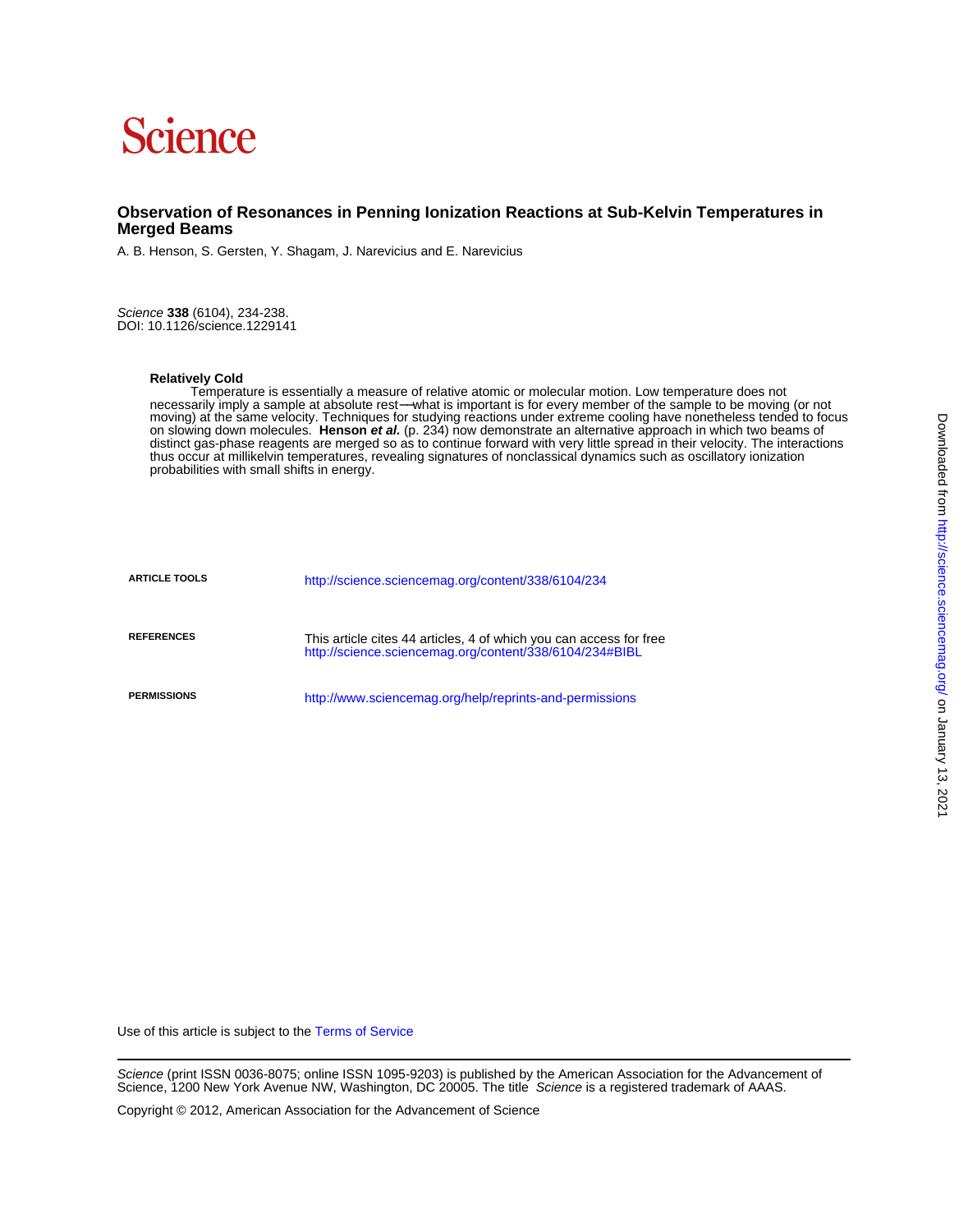# Science

## Observation of Resonances in Penning Ionization Reactions at Sub-Kelvin Temperatures in Merged Beams

A. B. Henson, S. Gersten, Y. Shagam, J. Narevicius and E. Narevicius

*Science* **338** (6104), 234-238.
DOI: 10.1126/science.1229141

**Relatively Cold**

Temperature is essentially a measure of relative atomic or molecular motion. Low temperature does not necessarily imply a sample at absolute rest—what is important is for every member of the sample to be moving (or not moving) at the same velocity. Techniques for studying reactions under extreme cooling have nonetheless tended to focus on slowing down molecules. **Henson *et al.*** (p. 234) now demonstrate an alternative approach in which two beams of distinct gas-phase reagents are merged so as to continue forward with very little spread in their velocity. The interactions thus occur at millikelvin temperatures, revealing signatures of nonclassical dynamics such as oscillatory ionization probabilities with small shifts in energy.

| | |
|---|---|
| **ARTICLE TOOLS** | http://science.sciencemag.org/content/338/6104/234 |
| **REFERENCES** | This article cites 44 articles, 4 of which you can access for free http://science.sciencemag.org/content/338/6104/234#BIBL |
| **PERMISSIONS** | http://www.sciencemag.org/help/reprints-and-permissions |

Use of this article is subject to the Terms of Service

*Science* (print ISSN 0036-8075; online ISSN 1095-9203) is published by the American Association for the Advancement of Science, 1200 New York Avenue NW, Washington, DC 20005. The title *Science* is a registered trademark of AAAS.

Copyright © 2012, American Association for the Advancement of Science

Downloaded from http://science.sciencemag.org/ on January 13, 2021